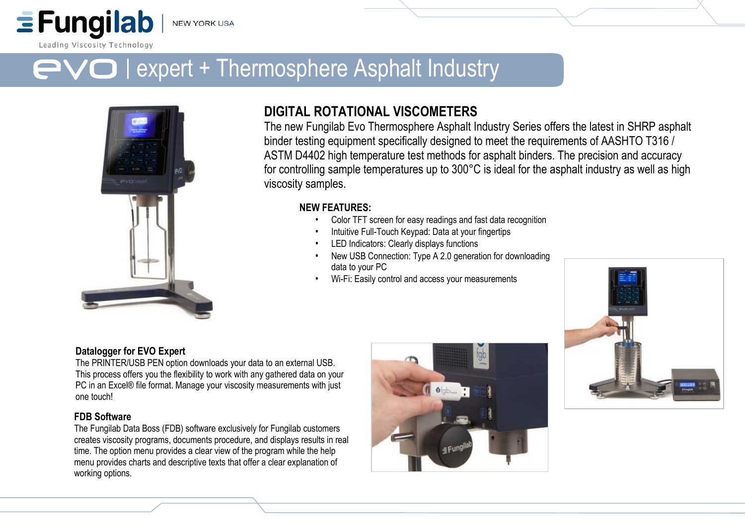# evo | expert + Thermosphere Asphalt Industry

## DIGITAL ROTATIONAL VISCOMETERS

The new Fungilab Evo Thermosphere Asphalt Industry Series offers the latest in SHRP asphalt binder testing equipment specifically designed to meet the requirements of AASHTO T316 / ASTM D4402 high temperature test methods for asphalt binders. The precision and accuracy for controlling sample temperatures up to 300°C is ideal for the asphalt industry as well as high viscosity samples.

**NEW FEATURES:**

- Color TFT screen for easy readings and fast data recognition
- Intuitive Full-Touch Keypad: Data at your fingertips
- LED Indicators: Clearly displays functions
- New USB Connection: Type A 2.0 generation for downloading data to your PC
- Wi-Fi: Easily control and access your measurements

### Datalogger for EVO Expert

The PRINTER/USB PEN option downloads your data to an external USB. This process offers you the flexibility to work with any gathered data on your PC in an Excel® file format. Manage your viscosity measurements with just one touch!

### FDB Software

The Fungilab Data Boss (FDB) software exclusively for Fungilab customers creates viscosity programs, documents procedure, and displays results in real time. The option menu provides a clear view of the program while the help menu provides charts and descriptive texts that offer a clear explanation of working options.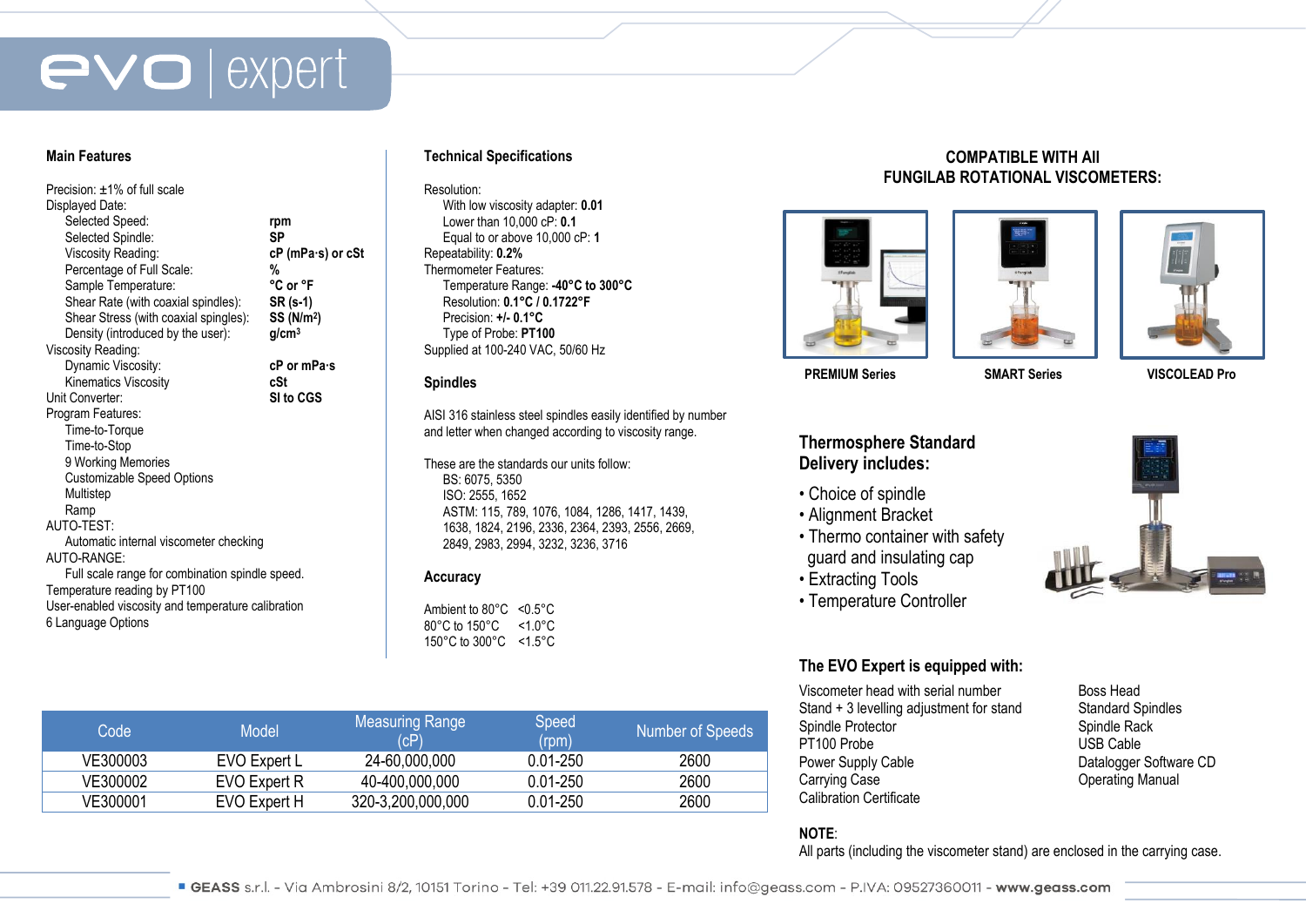# evo | expert

## Main Features

Precision: ±1% of full scale

Displayed Date:

| | |
|---|---|
| Selected Speed: | **rpm** |
| Selected Spindle: | **SP** |
| Viscosity Reading: | **cP (mPa·s) or cSt** |
| Percentage of Full Scale: | **%** |
| Sample Temperature: | **°C or °F** |
| Shear Rate (with coaxial spindles): | **SR (s-1)** |
| Shear Stress (with coaxial spingles): | **SS (N/m²)** |
| Density (introduced by the user): | **g/cm³** |

Viscosity Reading:

| | |
|---|---|
| Dynamic Viscosity: | **cP or mPa·s** |
| Kinematics Viscosity | **cSt** |
| Unit Converter: | **SI to CGS** |

Program Features:

- Time-to-Torque
- Time-to-Stop
- 9 Working Memories
- Customizable Speed Options
- Multistep
- Ramp

AUTO-TEST:

- Automatic internal viscometer checking

AUTO-RANGE:

- Full scale range for combination spindle speed.

Temperature reading by PT100

User-enabled viscosity and temperature calibration

6 Language Options

## Technical Specifications

Resolution:

- With low viscosity adapter: **0.01**
- Lower than 10,000 cP: **0.1**
- Equal to or above 10,000 cP: **1**

Repeatability: **0.2%**

Thermometer Features:

- Temperature Range: **-40°C to 300°C**
- Resolution: **0.1°C / 0.1722°F**
- Precision: **+/- 0.1°C**
- Type of Probe: **PT100**

Supplied at 100-240 VAC, 50/60 Hz

## Spindles

AISI 316 stainless steel spindles easily identified by number and letter when changed according to viscosity range.

These are the standards our units follow:

- BS: 6075, 5350
- ISO: 2555, 1652
- ASTM: 115, 789, 1076, 1084, 1286, 1417, 1439, 1638, 1824, 2196, 2336, 2364, 2393, 2556, 2669, 2849, 2983, 2994, 3232, 3236, 3716

## Accuracy

| | |
|---|---|
| Ambient to 80°C | <0.5°C |
| 80°C to 150°C | <1.0°C |
| 150°C to 300°C | <1.5°C |

## COMPATIBLE WITH All FUNGILAB ROTATIONAL VISCOMETERS:

PREMIUM Series

SMART Series

VISCOLEAD Pro

## Thermosphere Standard Delivery includes:

- Choice of spindle
- Alignment Bracket
- Thermo container with safety guard and insulating cap
- Extracting Tools
- Temperature Controller

| Code | Model | Measuring Range (cP) | Speed (rpm) | Number of Speeds |
|---|---|---|---|---|
| VE300003 | EVO Expert L | 24-60,000,000 | 0.01-250 | 2600 |
| VE300002 | EVO Expert R | 40-400,000,000 | 0.01-250 | 2600 |
| VE300001 | EVO Expert H | 320-3,200,000,000 | 0.01-250 | 2600 |

## The EVO Expert is equipped with:

- Viscometer head with serial number
- Stand + 3 levelling adjustment for stand
- Spindle Protector
- PT100 Probe
- Power Supply Cable
- Carrying Case
- Calibration Certificate
- Boss Head
- Standard Spindles
- Spindle Rack
- USB Cable
- Datalogger Software CD
- Operating Manual

**NOTE**:
All parts (including the viscometer stand) are enclosed in the carrying case.

**GEASS** s.r.l. - Via Ambrosini 8/2, 10151 Torino - Tel: +39 011.22.91.578 - E-mail: info@geass.com - P.IVA: 09527360011 - **www.geass.com**